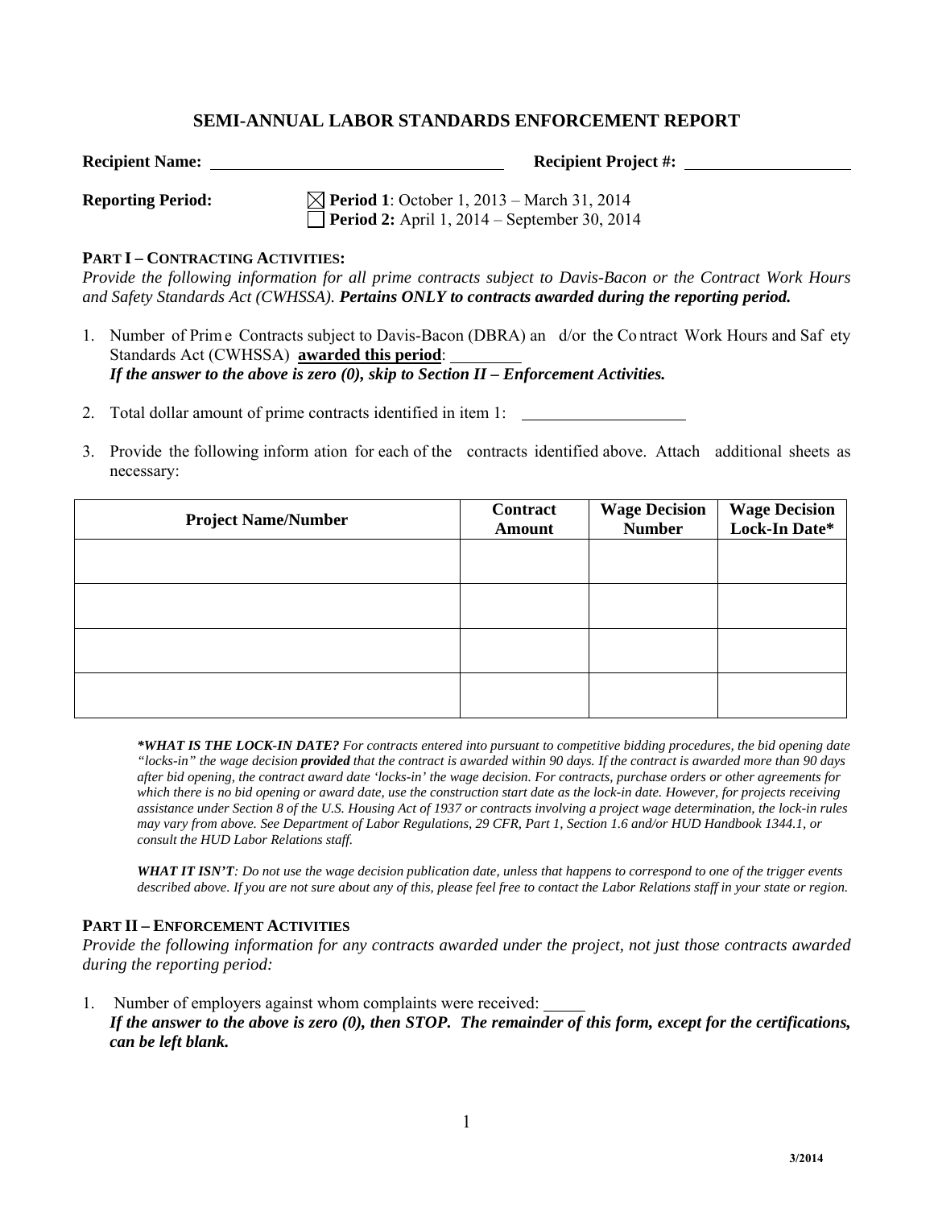# SEMI-ANNUAL LABOR STANDARDS ENFORCEMENT REPORT

**Recipient Name:** ____________________ **Recipient Project #:** ____________________

**Reporting Period:**
☒ **Period 1**: October 1, 2013 – March 31, 2014
☐ **Period 2:** April 1, 2014 – September 30, 2014

## PART I – CONTRACTING ACTIVITIES:

*Provide the following information for all prime contracts subject to Davis-Bacon or the Contract Work Hours and Safety Standards Act (CWHSSA). **Pertains ONLY to contracts awarded during the reporting period.***

1. Number of Prime Contracts subject to Davis-Bacon (DBRA) and/or the Contract Work Hours and Safety Standards Act (CWHSSA) **awarded this period**: ________
   ***If the answer to the above is zero (0), skip to Section II – Enforcement Activities.***

2. Total dollar amount of prime contracts identified in item 1: ____________________

3. Provide the following information for each of the contracts identified above. Attach additional sheets as necessary:

| Project Name/Number | Contract Amount | Wage Decision Number | Wage Decision Lock-In Date* |
|---|---|---|---|
| | | | |
| | | | |
| | | | |
| | | | |

***\*WHAT IS THE LOCK-IN DATE?*** *For contracts entered into pursuant to competitive bidding procedures, the bid opening date "locks-in" the wage decision **provided** that the contract is awarded within 90 days. If the contract is awarded more than 90 days after bid opening, the contract award date 'locks-in' the wage decision. For contracts, purchase orders or other agreements for which there is no bid opening or award date, use the construction start date as the lock-in date. However, for projects receiving assistance under Section 8 of the U.S. Housing Act of 1937 or contracts involving a project wage determination, the lock-in rules may vary from above. See Department of Labor Regulations, 29 CFR, Part 1, Section 1.6 and/or HUD Handbook 1344.1, or consult the HUD Labor Relations staff.*

***WHAT IT ISN'T****: Do not use the wage decision publication date, unless that happens to correspond to one of the trigger events described above. If you are not sure about any of this, please feel free to contact the Labor Relations staff in your state or region.*

## PART II – ENFORCEMENT ACTIVITIES

*Provide the following information for any contracts awarded under the project, not just those contracts awarded during the reporting period:*

1. Number of employers against whom complaints were received: _____
   ***If the answer to the above is zero (0), then STOP. The remainder of this form, except for the certifications, can be left blank.***

3/2014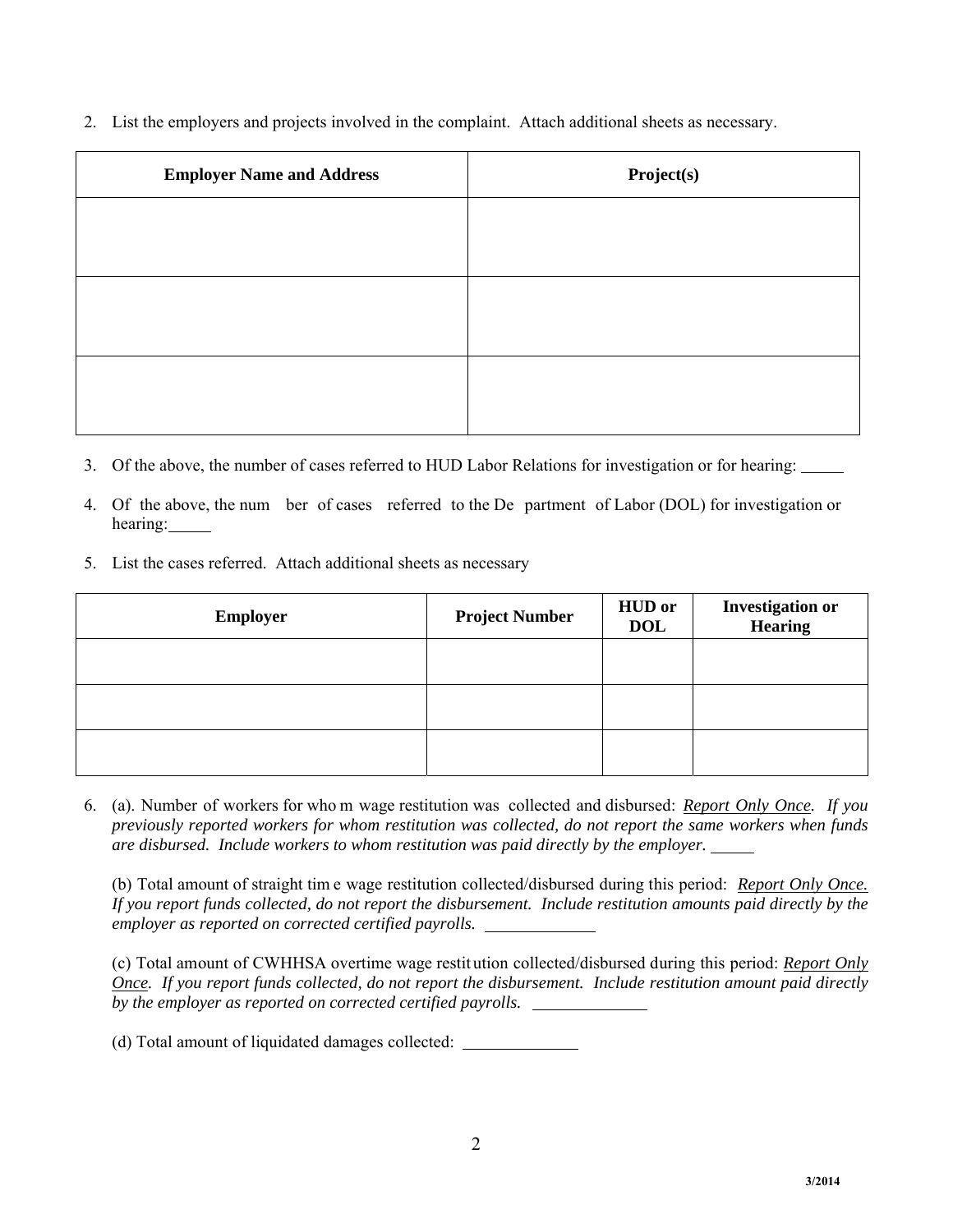2. List the employers and projects involved in the complaint. Attach additional sheets as necessary.

| Employer Name and Address | Project(s) |
|---|---|
| | |
| | |
| | |

3. Of the above, the number of cases referred to HUD Labor Relations for investigation or for hearing: _____

4. Of the above, the number of cases referred to the Department of Labor (DOL) for investigation or hearing: _____

5. List the cases referred. Attach additional sheets as necessary

| Employer | Project Number | HUD or DOL | Investigation or Hearing |
|---|---|---|---|
| | | | |
| | | | |
| | | | |

6. (a). Number of workers for whom wage restitution was collected and disbursed: ***Report Only Once.*** *If you previously reported workers for whom restitution was collected, do not report the same workers when funds are disbursed. Include workers to whom restitution was paid directly by the employer.* _____

   (b) Total amount of straight time wage restitution collected/disbursed during this period: ***Report Only Once.*** *If you report funds collected, do not report the disbursement. Include restitution amounts paid directly by the employer as reported on corrected certified payrolls.* _____________

   (c) Total amount of CWHHSA overtime wage restitution collected/disbursed during this period: ***Report Only Once.*** *If you report funds collected, do not report the disbursement. Include restitution amount paid directly by the employer as reported on corrected certified payrolls.* _____________

   (d) Total amount of liquidated damages collected: _____________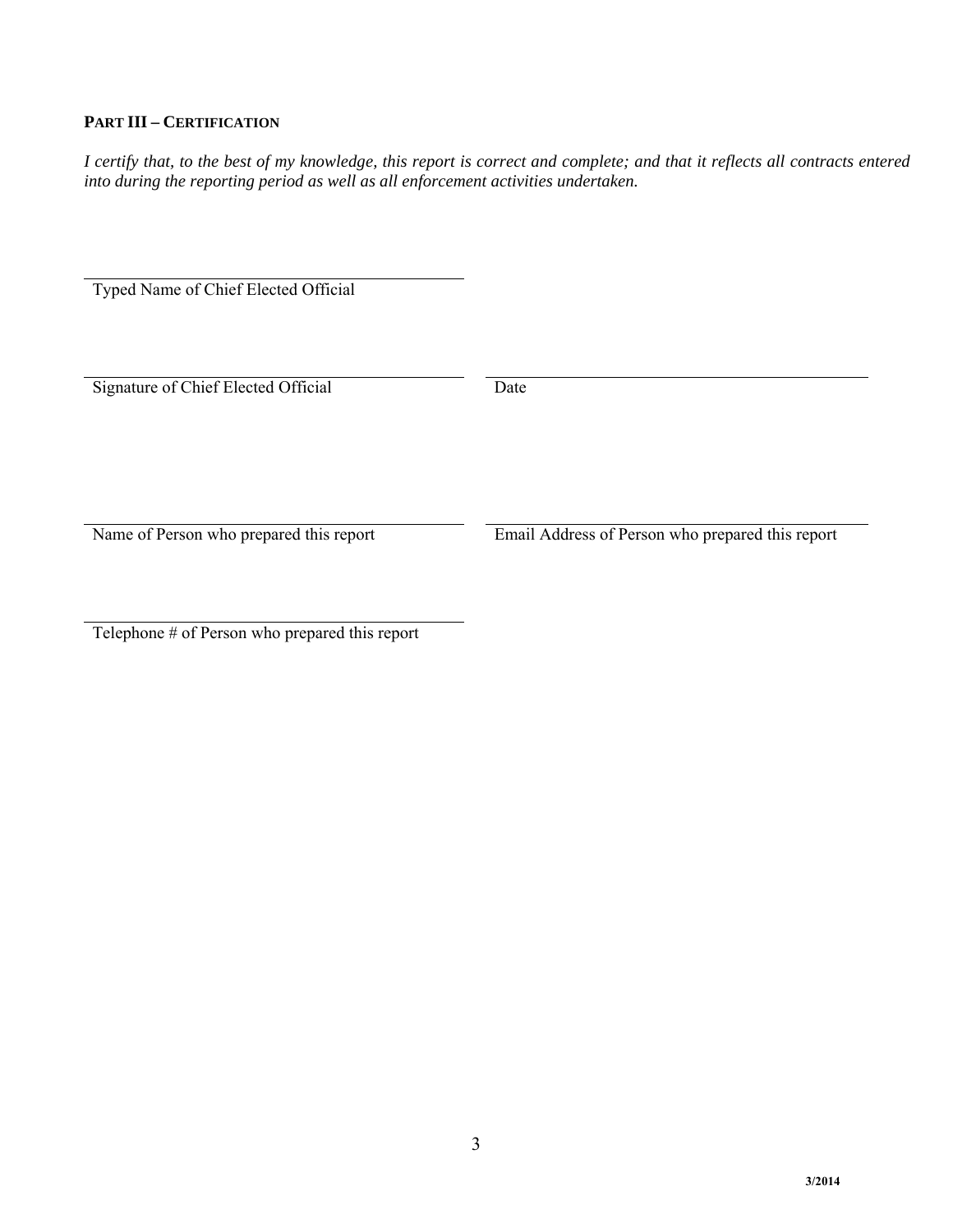**PART III – CERTIFICATION**

*I certify that, to the best of my knowledge, this report is correct and complete; and that it reflects all contracts entered into during the reporting period as well as all enforcement activities undertaken.*

\_\_\_\_\_\_\_\_\_\_\_\_\_\_\_\_\_\_\_\_\_\_\_\_\_\_\_\_\_\_\_\_\_\_\_\_\_\_\_\_
Typed Name of Chief Elected Official

\_\_\_\_\_\_\_\_\_\_\_\_\_\_\_\_\_\_\_\_\_\_\_\_\_\_\_\_\_\_\_\_\_\_\_\_\_\_\_\_
Signature of Chief Elected Official

\_\_\_\_\_\_\_\_\_\_\_\_\_\_\_\_\_\_\_\_\_\_\_\_\_\_\_\_\_\_\_\_\_\_\_\_\_\_\_\_
Date

\_\_\_\_\_\_\_\_\_\_\_\_\_\_\_\_\_\_\_\_\_\_\_\_\_\_\_\_\_\_\_\_\_\_\_\_\_\_\_\_
Name of Person who prepared this report

\_\_\_\_\_\_\_\_\_\_\_\_\_\_\_\_\_\_\_\_\_\_\_\_\_\_\_\_\_\_\_\_\_\_\_\_\_\_\_\_
Email Address of Person who prepared this report

\_\_\_\_\_\_\_\_\_\_\_\_\_\_\_\_\_\_\_\_\_\_\_\_\_\_\_\_\_\_\_\_\_\_\_\_\_\_\_\_
Telephone # of Person who prepared this report

3/2014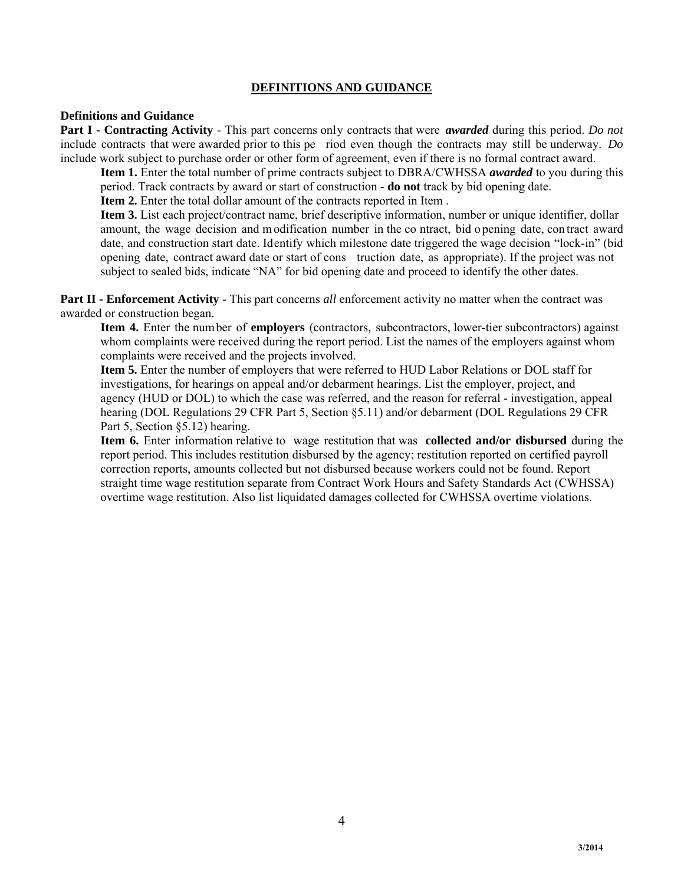## DEFINITIONS AND GUIDANCE

**Definitions and Guidance**

**Part I - Contracting Activity** - This part concerns only contracts that were ***awarded*** during this period. *Do not* include contracts that were awarded prior to this period even though the contracts may still be underway. *Do* include work subject to purchase order or other form of agreement, even if there is no formal contract award.

**Item 1.** Enter the total number of prime contracts subject to DBRA/CWHSSA ***awarded*** to you during this period. Track contracts by award or start of construction - **do not** track by bid opening date.

**Item 2.** Enter the total dollar amount of the contracts reported in Item .

**Item 3.** List each project/contract name, brief descriptive information, number or unique identifier, dollar amount, the wage decision and modification number in the contract, bid opening date, contract award date, and construction start date. Identify which milestone date triggered the wage decision "lock-in" (bid opening date, contract award date or start of construction date, as appropriate). If the project was not subject to sealed bids, indicate "NA" for bid opening date and proceed to identify the other dates.

**Part II - Enforcement Activity** - This part concerns *all* enforcement activity no matter when the contract was awarded or construction began.

**Item 4.** Enter the number of **employers** (contractors, subcontractors, lower-tier subcontractors) against whom complaints were received during the report period. List the names of the employers against whom complaints were received and the projects involved.

**Item 5.** Enter the number of employers that were referred to HUD Labor Relations or DOL staff for investigations, for hearings on appeal and/or debarment hearings. List the employer, project, and agency (HUD or DOL) to which the case was referred, and the reason for referral - investigation, appeal hearing (DOL Regulations 29 CFR Part 5, Section §5.11) and/or debarment (DOL Regulations 29 CFR Part 5, Section §5.12) hearing.

**Item 6.** Enter information relative to wage restitution that was **collected and/or disbursed** during the report period. This includes restitution disbursed by the agency; restitution reported on certified payroll correction reports, amounts collected but not disbursed because workers could not be found. Report straight time wage restitution separate from Contract Work Hours and Safety Standards Act (CWHSSA) overtime wage restitution. Also list liquidated damages collected for CWHSSA overtime violations.

3/2014